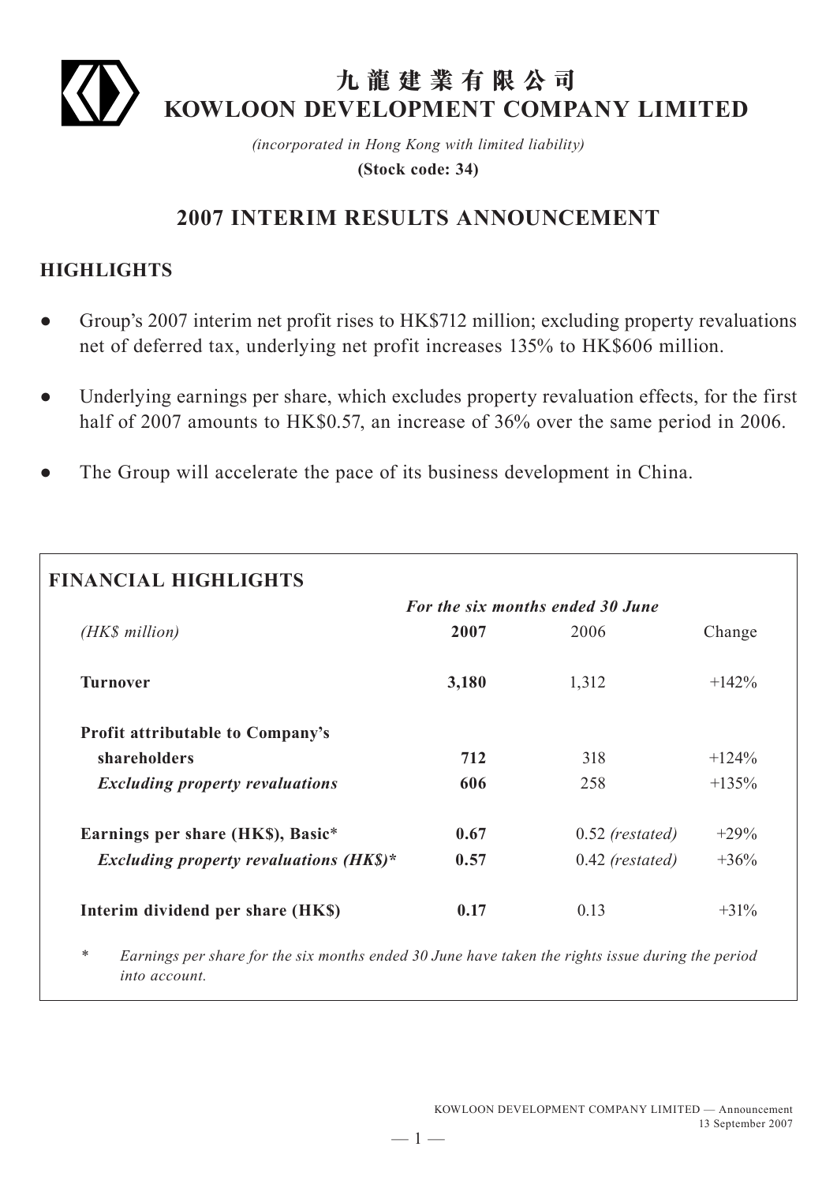# 九龍建業有限公司
# KOWLOON DEVELOPMENT COMPANY LIMITED

*(incorporated in Hong Kong with limited liability)*

**(Stock code: 34)**

## 2007 INTERIM RESULTS ANNOUNCEMENT

## HIGHLIGHTS

- Group's 2007 interim net profit rises to HK$712 million; excluding property revaluations net of deferred tax, underlying net profit increases 135% to HK$606 million.
- Underlying earnings per share, which excludes property revaluation effects, for the first half of 2007 amounts to HK$0.57, an increase of 36% over the same period in 2006.
- The Group will accelerate the pace of its business development in China.

### FINANCIAL HIGHLIGHTS

| | *For the six months ended 30 June* | | |
|---|---|---|---|
| *(HK$ million)* | **2007** | 2006 | Change |
| **Turnover** | **3,180** | 1,312 | +142% |
| **Profit attributable to Company's shareholders** | **712** | 318 | +124% |
| ***Excluding property revaluations*** | **606** | 258 | +135% |
| **Earnings per share (HK$), Basic*** | **0.67** | 0.52 *(restated)* | +29% |
| ***Excluding property revaluations (HK$)**** | **0.57** | 0.42 *(restated)* | +36% |
| **Interim dividend per share (HK$)** | **0.17** | 0.13 | +31% |

\* *Earnings per share for the six months ended 30 June have taken the rights issue during the period into account.*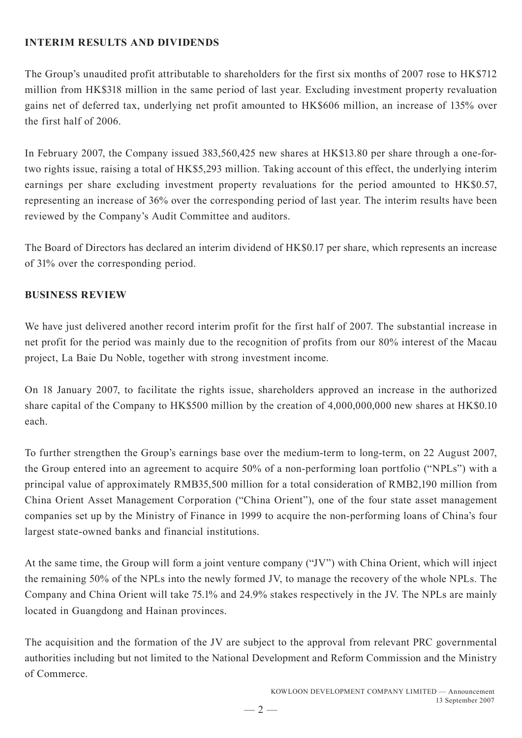## INTERIM RESULTS AND DIVIDENDS

The Group's unaudited profit attributable to shareholders for the first six months of 2007 rose to HK$712 million from HK$318 million in the same period of last year. Excluding investment property revaluation gains net of deferred tax, underlying net profit amounted to HK$606 million, an increase of 135% over the first half of 2006.

In February 2007, the Company issued 383,560,425 new shares at HK$13.80 per share through a one-for-two rights issue, raising a total of HK$5,293 million. Taking account of this effect, the underlying interim earnings per share excluding investment property revaluations for the period amounted to HK$0.57, representing an increase of 36% over the corresponding period of last year. The interim results have been reviewed by the Company's Audit Committee and auditors.

The Board of Directors has declared an interim dividend of HK$0.17 per share, which represents an increase of 31% over the corresponding period.

## BUSINESS REVIEW

We have just delivered another record interim profit for the first half of 2007. The substantial increase in net profit for the period was mainly due to the recognition of profits from our 80% interest of the Macau project, La Baie Du Noble, together with strong investment income.

On 18 January 2007, to facilitate the rights issue, shareholders approved an increase in the authorized share capital of the Company to HK$500 million by the creation of 4,000,000,000 new shares at HK$0.10 each.

To further strengthen the Group's earnings base over the medium-term to long-term, on 22 August 2007, the Group entered into an agreement to acquire 50% of a non-performing loan portfolio ("NPLs") with a principal value of approximately RMB35,500 million for a total consideration of RMB2,190 million from China Orient Asset Management Corporation ("China Orient"), one of the four state asset management companies set up by the Ministry of Finance in 1999 to acquire the non-performing loans of China's four largest state-owned banks and financial institutions.

At the same time, the Group will form a joint venture company ("JV") with China Orient, which will inject the remaining 50% of the NPLs into the newly formed JV, to manage the recovery of the whole NPLs. The Company and China Orient will take 75.1% and 24.9% stakes respectively in the JV. The NPLs are mainly located in Guangdong and Hainan provinces.

The acquisition and the formation of the JV are subject to the approval from relevant PRC governmental authorities including but not limited to the National Development and Reform Commission and the Ministry of Commerce.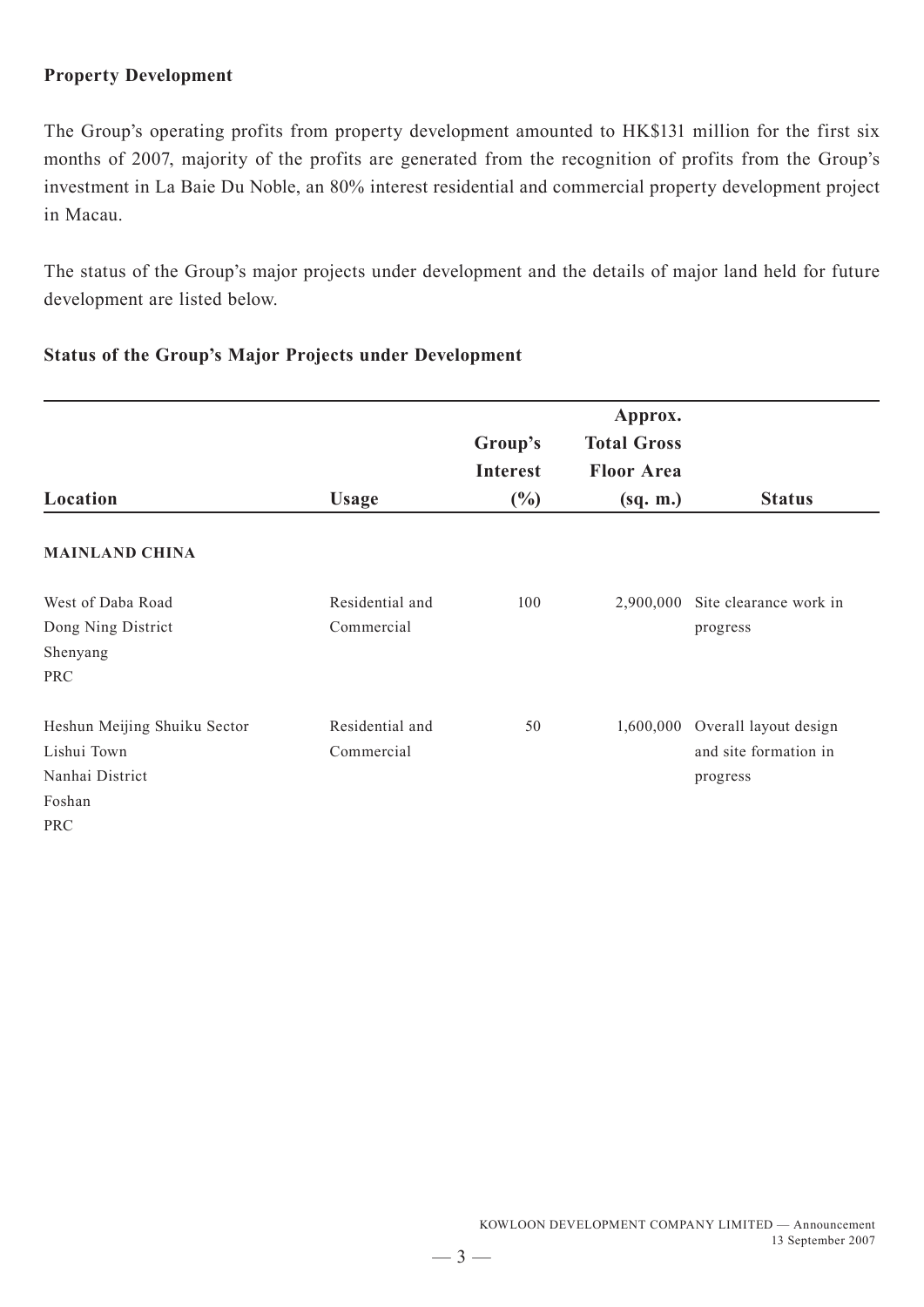## Property Development

The Group's operating profits from property development amounted to HK$131 million for the first six months of 2007, majority of the profits are generated from the recognition of profits from the Group's investment in La Baie Du Noble, an 80% interest residential and commercial property development project in Macau.

The status of the Group's major projects under development and the details of major land held for future development are listed below.

### Status of the Group's Major Projects under Development

| Location | Usage | Group's Interest (%) | Approx. Total Gross Floor Area (sq. m.) | Status |
|---|---|---|---|---|
| **MAINLAND CHINA** | | | | |
| West of Daba Road Dong Ning District Shenyang PRC | Residential and Commercial | 100 | 2,900,000 | Site clearance work in progress |
| Heshun Meijing Shuiku Sector Lishui Town Nanhai District Foshan PRC | Residential and Commercial | 50 | 1,600,000 | Overall layout design and site formation in progress |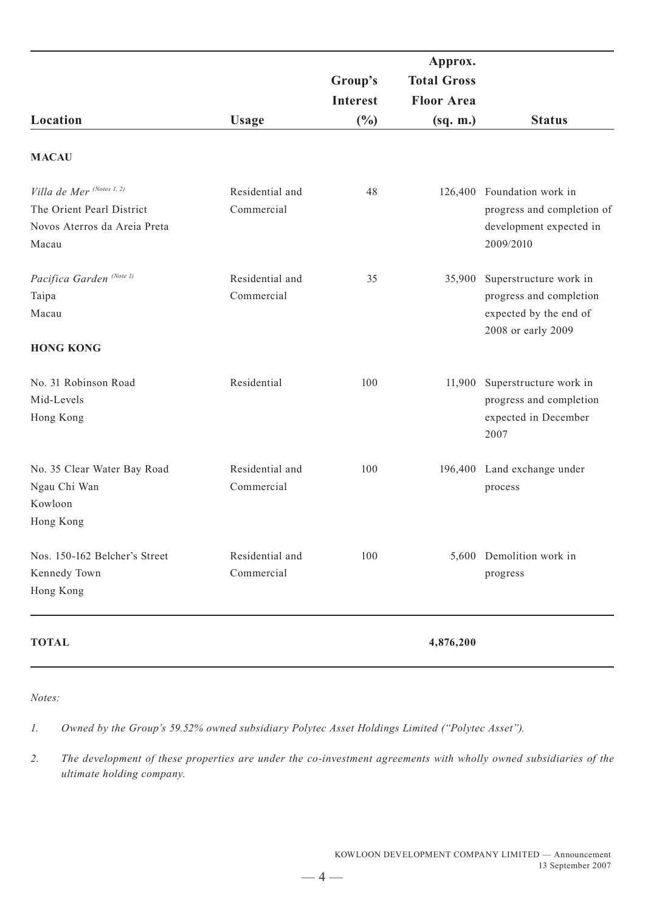| Location | Usage | Group's Interest (%) | Approx. Total Gross Floor Area (sq. m.) | Status |
|---|---|---|---|---|
| **MACAU** | | | | |
| *Villa de Mer* (Notes 1, 2)<br>The Orient Pearl District<br>Novos Aterros da Areia Preta<br>Macau | Residential and Commercial | 48 | 126,400 | Foundation work in progress and completion of development expected in 2009/2010 |
| *Pacifica Garden* (Note 1)<br>Taipa<br>Macau | Residential and Commercial | 35 | 35,900 | Superstructure work in progress and completion expected by the end of 2008 or early 2009 |
| **HONG KONG** | | | | |
| No. 31 Robinson Road<br>Mid-Levels<br>Hong Kong | Residential | 100 | 11,900 | Superstructure work in progress and completion expected in December 2007 |
| No. 35 Clear Water Bay Road<br>Ngau Chi Wan<br>Kowloon<br>Hong Kong | Residential and Commercial | 100 | 196,400 | Land exchange under process |
| Nos. 150-162 Belcher's Street<br>Kennedy Town<br>Hong Kong | Residential and Commercial | 100 | 5,600 | Demolition work in progress |
| **TOTAL** | | | **4,876,200** | |

*Notes:*

1. *Owned by the Group's 59.52% owned subsidiary Polytec Asset Holdings Limited ("Polytec Asset").*

2. *The development of these properties are under the co-investment agreements with wholly owned subsidiaries of the ultimate holding company.*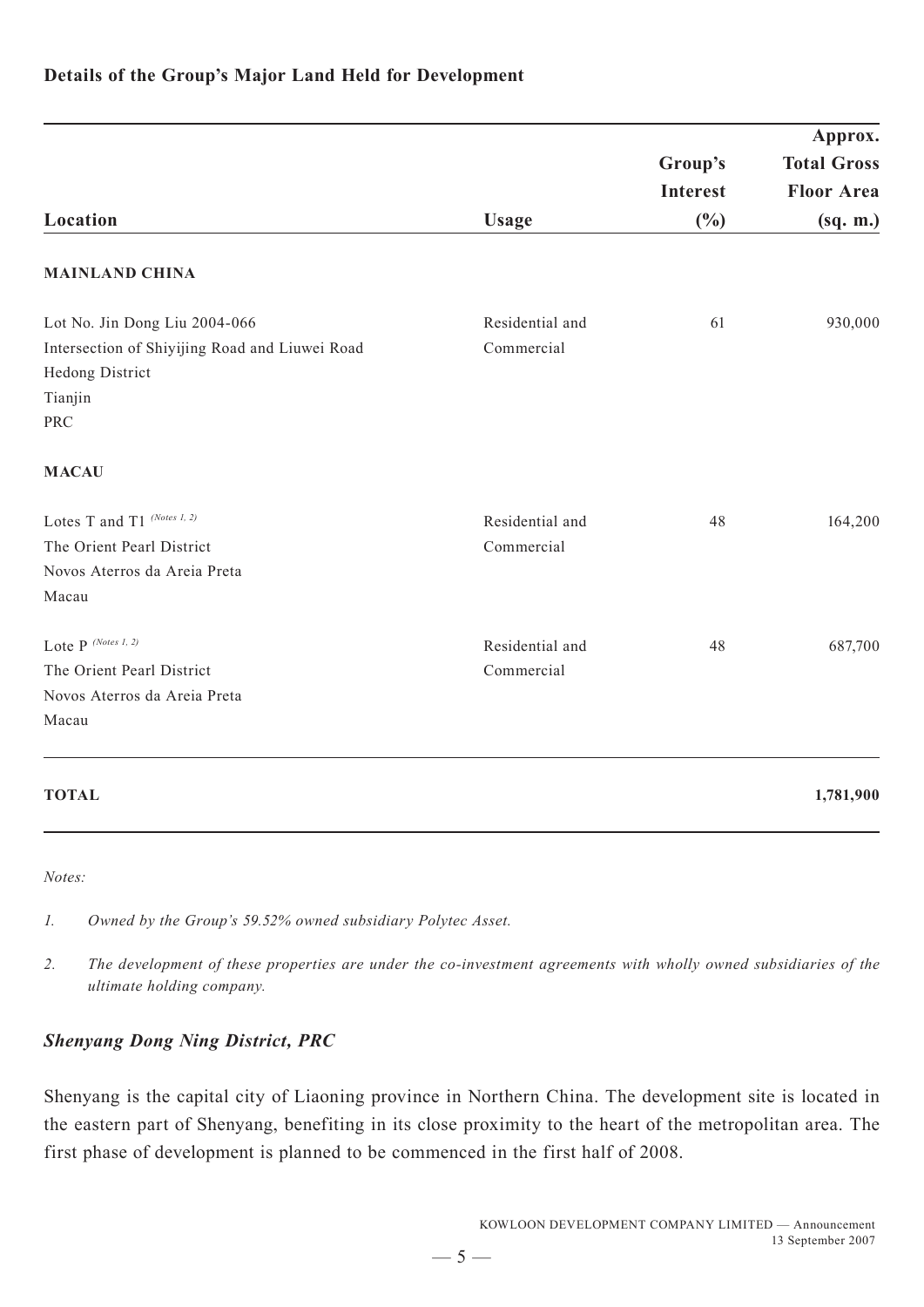### Details of the Group's Major Land Held for Development

| Location | Usage | Group's Interest (%) | Approx. Total Gross Floor Area (sq. m.) |
|---|---|---|---|
| **MAINLAND CHINA** | | | |
| Lot No. Jin Dong Liu 2004-066<br>Intersection of Shiyijing Road and Liuwei Road<br>Hedong District<br>Tianjin<br>PRC | Residential and Commercial | 61 | 930,000 |
| **MACAU** | | | |
| Lotes T and T1 (Notes 1, 2)<br>The Orient Pearl District<br>Novos Aterros da Areia Preta<br>Macau | Residential and Commercial | 48 | 164,200 |
| Lote P (Notes 1, 2)<br>The Orient Pearl District<br>Novos Aterros da Areia Preta<br>Macau | Residential and Commercial | 48 | 687,700 |
| **TOTAL** | | | **1,781,900** |

*Notes:*

1. *Owned by the Group's 59.52% owned subsidiary Polytec Asset.*
2. *The development of these properties are under the co-investment agreements with wholly owned subsidiaries of the ultimate holding company.*

***Shenyang Dong Ning District, PRC***

Shenyang is the capital city of Liaoning province in Northern China. The development site is located in the eastern part of Shenyang, benefiting in its close proximity to the heart of the metropolitan area. The first phase of development is planned to be commenced in the first half of 2008.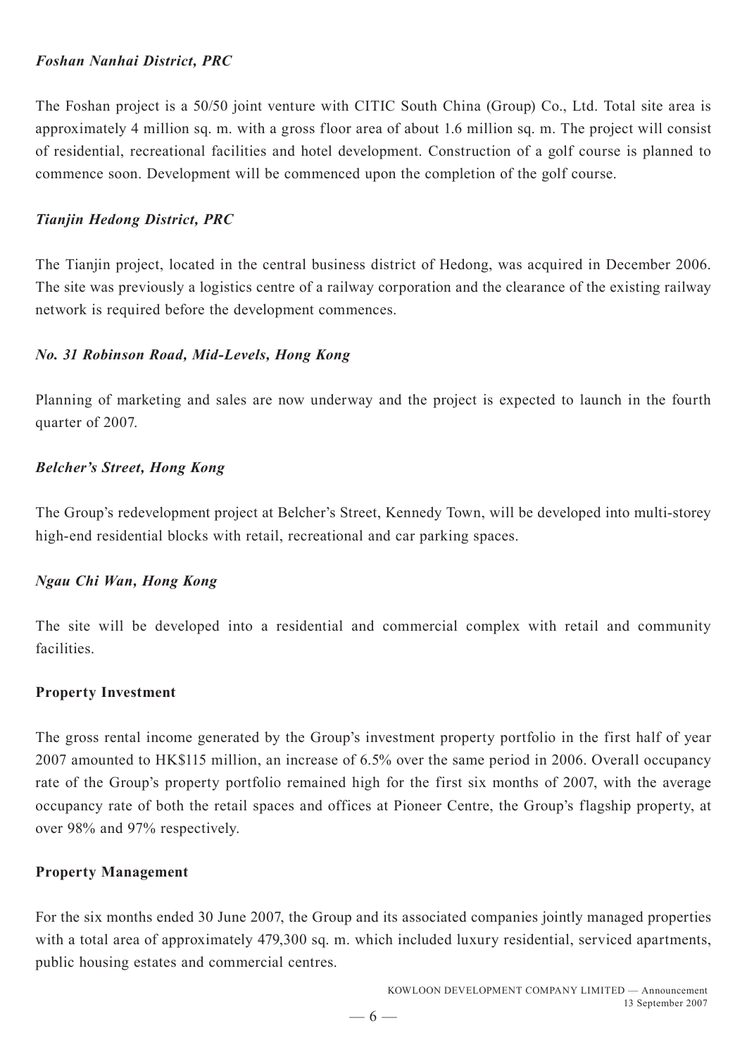### *Foshan Nanhai District, PRC*

The Foshan project is a 50/50 joint venture with CITIC South China (Group) Co., Ltd. Total site area is approximately 4 million sq. m. with a gross floor area of about 1.6 million sq. m. The project will consist of residential, recreational facilities and hotel development. Construction of a golf course is planned to commence soon. Development will be commenced upon the completion of the golf course.

### *Tianjin Hedong District, PRC*

The Tianjin project, located in the central business district of Hedong, was acquired in December 2006. The site was previously a logistics centre of a railway corporation and the clearance of the existing railway network is required before the development commences.

### *No. 31 Robinson Road, Mid-Levels, Hong Kong*

Planning of marketing and sales are now underway and the project is expected to launch in the fourth quarter of 2007.

### *Belcher's Street, Hong Kong*

The Group's redevelopment project at Belcher's Street, Kennedy Town, will be developed into multi-storey high-end residential blocks with retail, recreational and car parking spaces.

### *Ngau Chi Wan, Hong Kong*

The site will be developed into a residential and commercial complex with retail and community facilities.

## Property Investment

The gross rental income generated by the Group's investment property portfolio in the first half of year 2007 amounted to HK$115 million, an increase of 6.5% over the same period in 2006. Overall occupancy rate of the Group's property portfolio remained high for the first six months of 2007, with the average occupancy rate of both the retail spaces and offices at Pioneer Centre, the Group's flagship property, at over 98% and 97% respectively.

## Property Management

For the six months ended 30 June 2007, the Group and its associated companies jointly managed properties with a total area of approximately 479,300 sq. m. which included luxury residential, serviced apartments, public housing estates and commercial centres.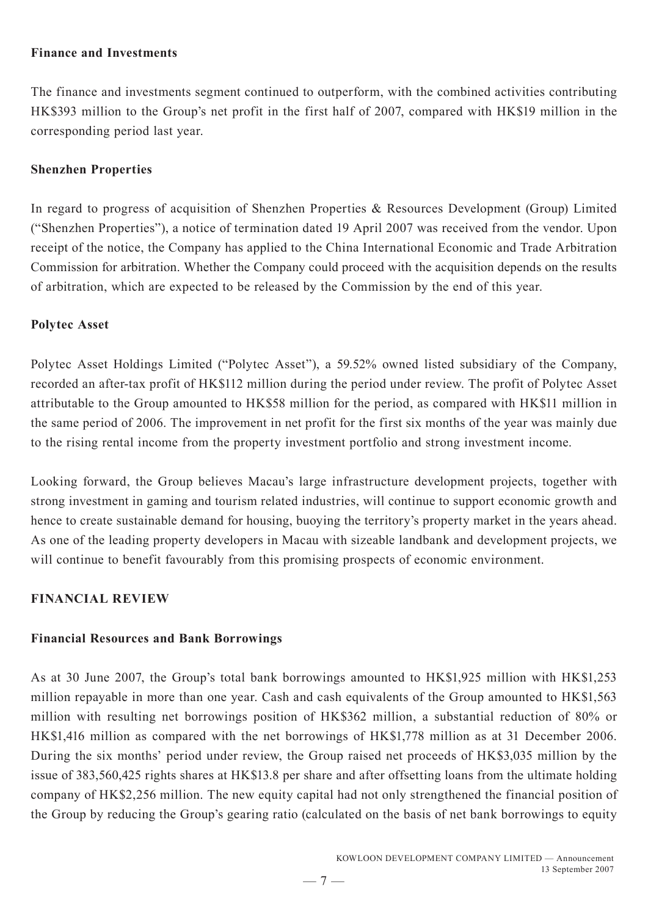**Finance and Investments**

The finance and investments segment continued to outperform, with the combined activities contributing HK$393 million to the Group's net profit in the first half of 2007, compared with HK$19 million in the corresponding period last year.

**Shenzhen Properties**

In regard to progress of acquisition of Shenzhen Properties & Resources Development (Group) Limited ("Shenzhen Properties"), a notice of termination dated 19 April 2007 was received from the vendor. Upon receipt of the notice, the Company has applied to the China International Economic and Trade Arbitration Commission for arbitration. Whether the Company could proceed with the acquisition depends on the results of arbitration, which are expected to be released by the Commission by the end of this year.

**Polytec Asset**

Polytec Asset Holdings Limited ("Polytec Asset"), a 59.52% owned listed subsidiary of the Company, recorded an after-tax profit of HK$112 million during the period under review. The profit of Polytec Asset attributable to the Group amounted to HK$58 million for the period, as compared with HK$11 million in the same period of 2006. The improvement in net profit for the first six months of the year was mainly due to the rising rental income from the property investment portfolio and strong investment income.

Looking forward, the Group believes Macau's large infrastructure development projects, together with strong investment in gaming and tourism related industries, will continue to support economic growth and hence to create sustainable demand for housing, buoying the territory's property market in the years ahead. As one of the leading property developers in Macau with sizeable landbank and development projects, we will continue to benefit favourably from this promising prospects of economic environment.

## FINANCIAL REVIEW

**Financial Resources and Bank Borrowings**

As at 30 June 2007, the Group's total bank borrowings amounted to HK$1,925 million with HK$1,253 million repayable in more than one year. Cash and cash equivalents of the Group amounted to HK$1,563 million with resulting net borrowings position of HK$362 million, a substantial reduction of 80% or HK$1,416 million as compared with the net borrowings of HK$1,778 million as at 31 December 2006. During the six months' period under review, the Group raised net proceeds of HK$3,035 million by the issue of 383,560,425 rights shares at HK$13.8 per share and after offsetting loans from the ultimate holding company of HK$2,256 million. The new equity capital had not only strengthened the financial position of the Group by reducing the Group's gearing ratio (calculated on the basis of net bank borrowings to equity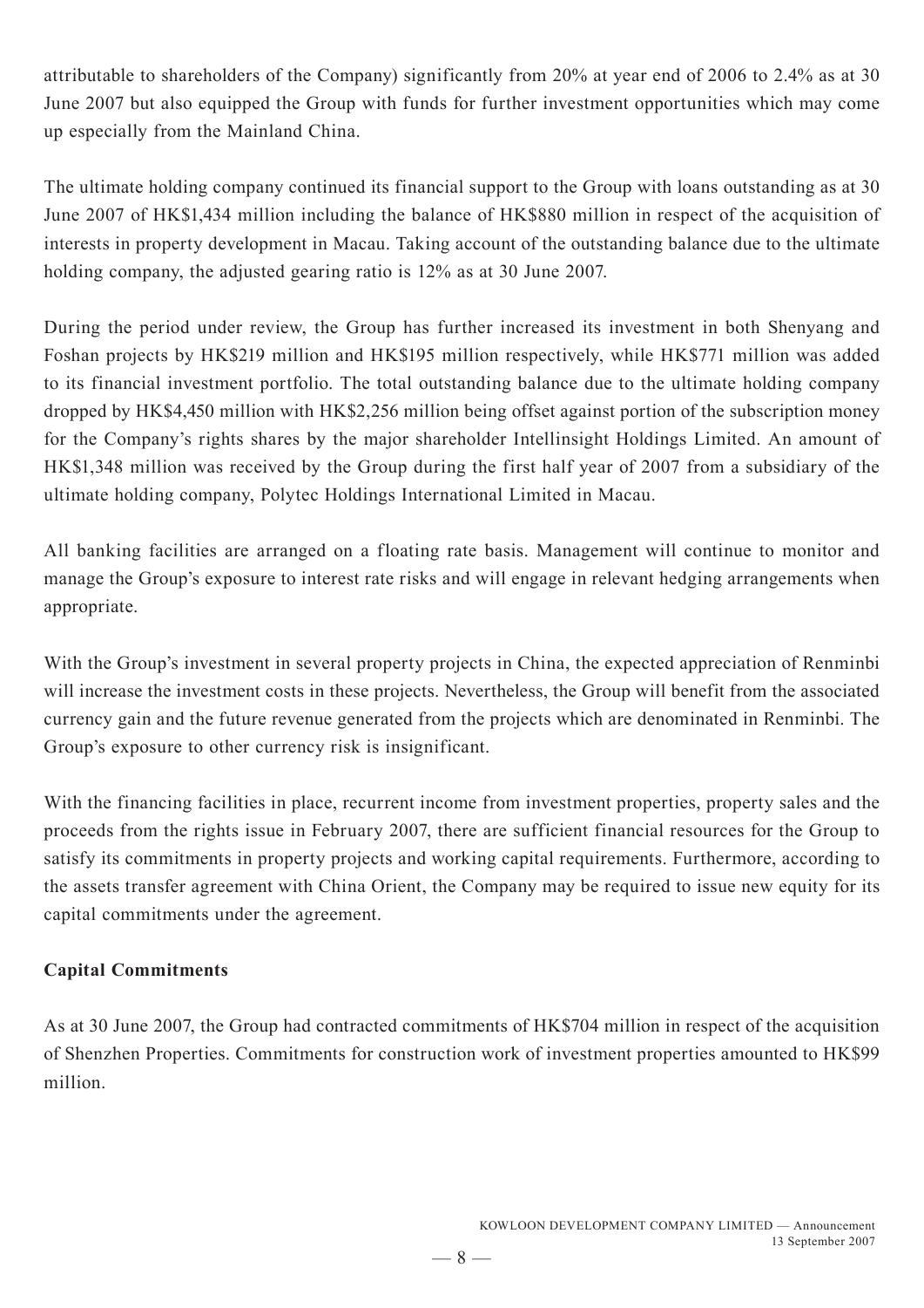attributable to shareholders of the Company) significantly from 20% at year end of 2006 to 2.4% as at 30 June 2007 but also equipped the Group with funds for further investment opportunities which may come up especially from the Mainland China.

The ultimate holding company continued its financial support to the Group with loans outstanding as at 30 June 2007 of HK$1,434 million including the balance of HK$880 million in respect of the acquisition of interests in property development in Macau. Taking account of the outstanding balance due to the ultimate holding company, the adjusted gearing ratio is 12% as at 30 June 2007.

During the period under review, the Group has further increased its investment in both Shenyang and Foshan projects by HK$219 million and HK$195 million respectively, while HK$771 million was added to its financial investment portfolio. The total outstanding balance due to the ultimate holding company dropped by HK$4,450 million with HK$2,256 million being offset against portion of the subscription money for the Company's rights shares by the major shareholder Intellinsight Holdings Limited. An amount of HK$1,348 million was received by the Group during the first half year of 2007 from a subsidiary of the ultimate holding company, Polytec Holdings International Limited in Macau.

All banking facilities are arranged on a floating rate basis. Management will continue to monitor and manage the Group's exposure to interest rate risks and will engage in relevant hedging arrangements when appropriate.

With the Group's investment in several property projects in China, the expected appreciation of Renminbi will increase the investment costs in these projects. Nevertheless, the Group will benefit from the associated currency gain and the future revenue generated from the projects which are denominated in Renminbi. The Group's exposure to other currency risk is insignificant.

With the financing facilities in place, recurrent income from investment properties, property sales and the proceeds from the rights issue in February 2007, there are sufficient financial resources for the Group to satisfy its commitments in property projects and working capital requirements. Furthermore, according to the assets transfer agreement with China Orient, the Company may be required to issue new equity for its capital commitments under the agreement.

**Capital Commitments**

As at 30 June 2007, the Group had contracted commitments of HK$704 million in respect of the acquisition of Shenzhen Properties. Commitments for construction work of investment properties amounted to HK$99 million.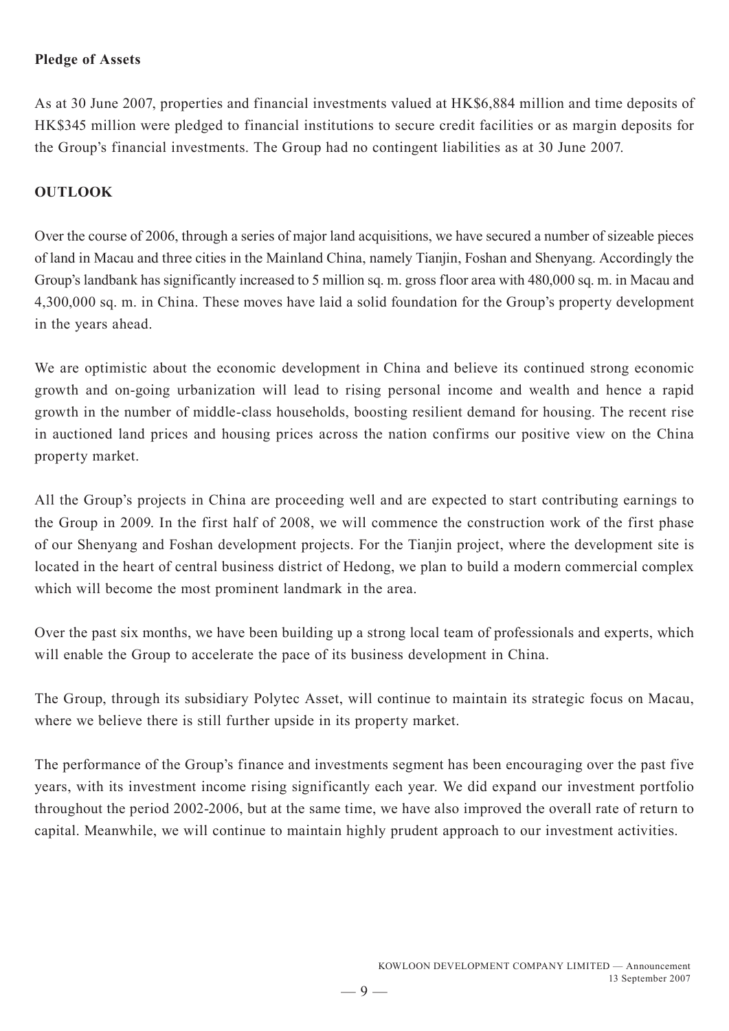**Pledge of Assets**

As at 30 June 2007, properties and financial investments valued at HK$6,884 million and time deposits of HK$345 million were pledged to financial institutions to secure credit facilities or as margin deposits for the Group's financial investments. The Group had no contingent liabilities as at 30 June 2007.

## OUTLOOK

Over the course of 2006, through a series of major land acquisitions, we have secured a number of sizeable pieces of land in Macau and three cities in the Mainland China, namely Tianjin, Foshan and Shenyang. Accordingly the Group's landbank has significantly increased to 5 million sq. m. gross floor area with 480,000 sq. m. in Macau and 4,300,000 sq. m. in China. These moves have laid a solid foundation for the Group's property development in the years ahead.

We are optimistic about the economic development in China and believe its continued strong economic growth and on-going urbanization will lead to rising personal income and wealth and hence a rapid growth in the number of middle-class households, boosting resilient demand for housing. The recent rise in auctioned land prices and housing prices across the nation confirms our positive view on the China property market.

All the Group's projects in China are proceeding well and are expected to start contributing earnings to the Group in 2009. In the first half of 2008, we will commence the construction work of the first phase of our Shenyang and Foshan development projects. For the Tianjin project, where the development site is located in the heart of central business district of Hedong, we plan to build a modern commercial complex which will become the most prominent landmark in the area.

Over the past six months, we have been building up a strong local team of professionals and experts, which will enable the Group to accelerate the pace of its business development in China.

The Group, through its subsidiary Polytec Asset, will continue to maintain its strategic focus on Macau, where we believe there is still further upside in its property market.

The performance of the Group's finance and investments segment has been encouraging over the past five years, with its investment income rising significantly each year. We did expand our investment portfolio throughout the period 2002-2006, but at the same time, we have also improved the overall rate of return to capital. Meanwhile, we will continue to maintain highly prudent approach to our investment activities.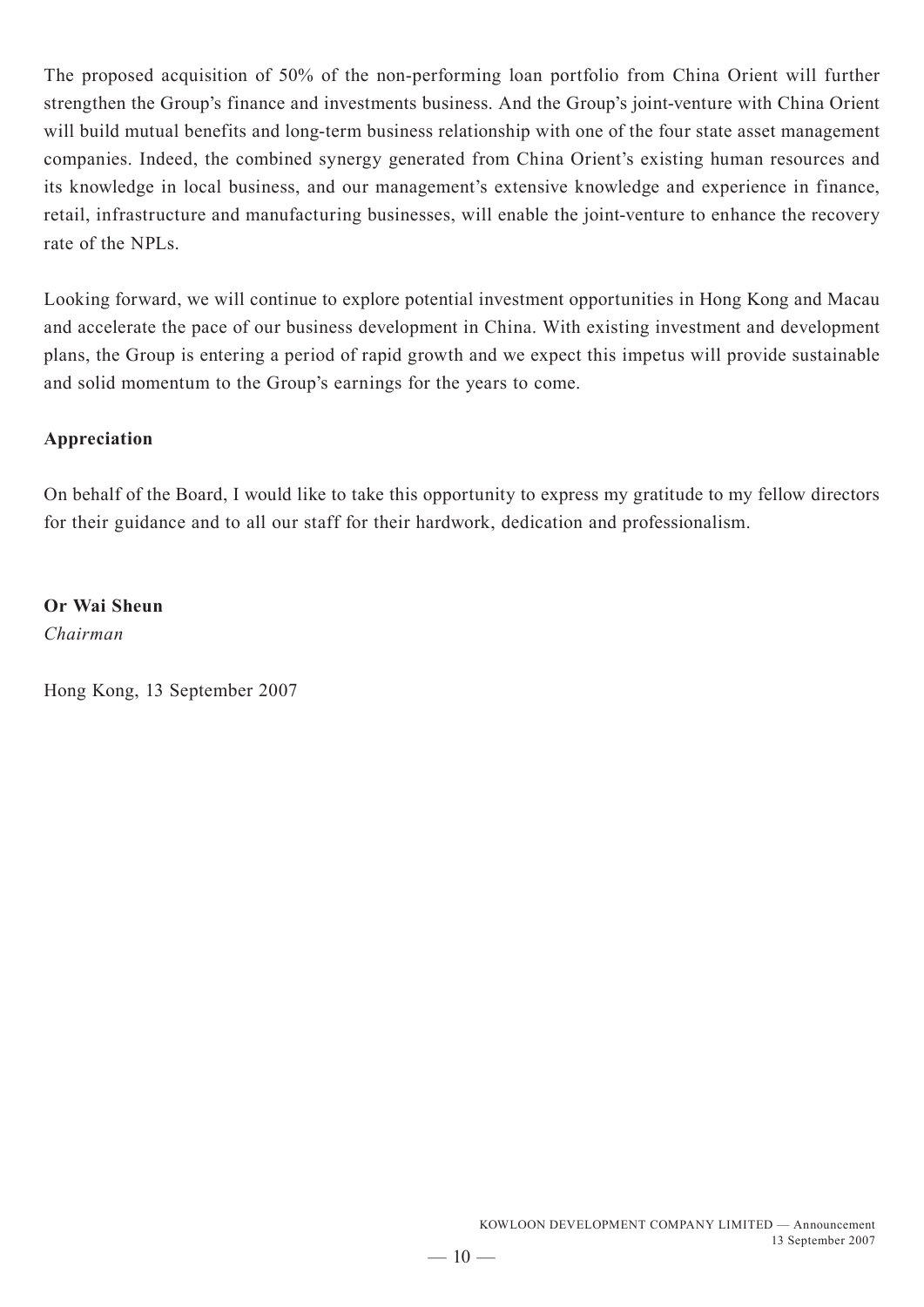The proposed acquisition of 50% of the non-performing loan portfolio from China Orient will further strengthen the Group's finance and investments business. And the Group's joint-venture with China Orient will build mutual benefits and long-term business relationship with one of the four state asset management companies. Indeed, the combined synergy generated from China Orient's existing human resources and its knowledge in local business, and our management's extensive knowledge and experience in finance, retail, infrastructure and manufacturing businesses, will enable the joint-venture to enhance the recovery rate of the NPLs.

Looking forward, we will continue to explore potential investment opportunities in Hong Kong and Macau and accelerate the pace of our business development in China. With existing investment and development plans, the Group is entering a period of rapid growth and we expect this impetus will provide sustainable and solid momentum to the Group's earnings for the years to come.

**Appreciation**

On behalf of the Board, I would like to take this opportunity to express my gratitude to my fellow directors for their guidance and to all our staff for their hardwork, dedication and professionalism.

**Or Wai Sheun**
*Chairman*

Hong Kong, 13 September 2007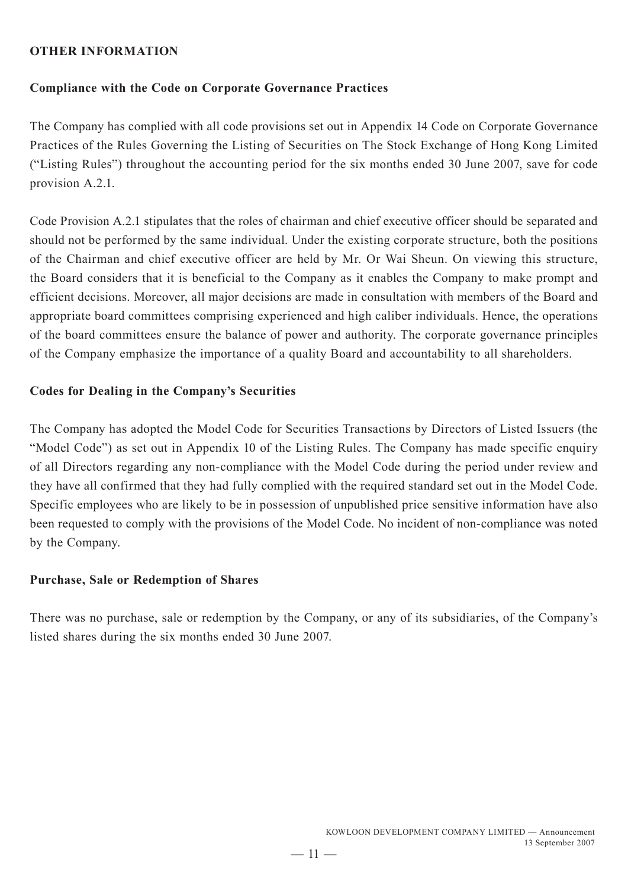## OTHER INFORMATION

### Compliance with the Code on Corporate Governance Practices

The Company has complied with all code provisions set out in Appendix 14 Code on Corporate Governance Practices of the Rules Governing the Listing of Securities on The Stock Exchange of Hong Kong Limited ("Listing Rules") throughout the accounting period for the six months ended 30 June 2007, save for code provision A.2.1.

Code Provision A.2.1 stipulates that the roles of chairman and chief executive officer should be separated and should not be performed by the same individual. Under the existing corporate structure, both the positions of the Chairman and chief executive officer are held by Mr. Or Wai Sheun. On viewing this structure, the Board considers that it is beneficial to the Company as it enables the Company to make prompt and efficient decisions. Moreover, all major decisions are made in consultation with members of the Board and appropriate board committees comprising experienced and high caliber individuals. Hence, the operations of the board committees ensure the balance of power and authority. The corporate governance principles of the Company emphasize the importance of a quality Board and accountability to all shareholders.

### Codes for Dealing in the Company's Securities

The Company has adopted the Model Code for Securities Transactions by Directors of Listed Issuers (the "Model Code") as set out in Appendix 10 of the Listing Rules. The Company has made specific enquiry of all Directors regarding any non-compliance with the Model Code during the period under review and they have all confirmed that they had fully complied with the required standard set out in the Model Code. Specific employees who are likely to be in possession of unpublished price sensitive information have also been requested to comply with the provisions of the Model Code. No incident of non-compliance was noted by the Company.

### Purchase, Sale or Redemption of Shares

There was no purchase, sale or redemption by the Company, or any of its subsidiaries, of the Company's listed shares during the six months ended 30 June 2007.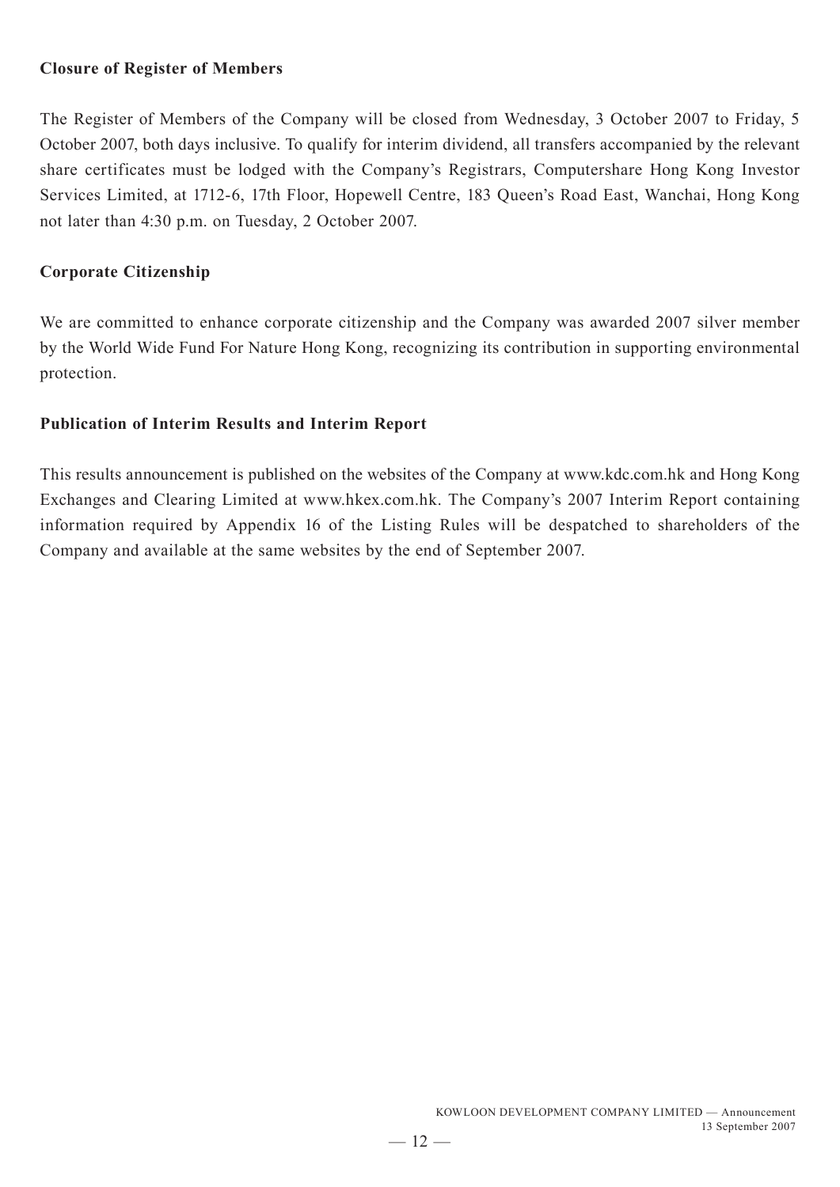**Closure of Register of Members**

The Register of Members of the Company will be closed from Wednesday, 3 October 2007 to Friday, 5 October 2007, both days inclusive. To qualify for interim dividend, all transfers accompanied by the relevant share certificates must be lodged with the Company's Registrars, Computershare Hong Kong Investor Services Limited, at 1712-6, 17th Floor, Hopewell Centre, 183 Queen's Road East, Wanchai, Hong Kong not later than 4:30 p.m. on Tuesday, 2 October 2007.

**Corporate Citizenship**

We are committed to enhance corporate citizenship and the Company was awarded 2007 silver member by the World Wide Fund For Nature Hong Kong, recognizing its contribution in supporting environmental protection.

**Publication of Interim Results and Interim Report**

This results announcement is published on the websites of the Company at www.kdc.com.hk and Hong Kong Exchanges and Clearing Limited at www.hkex.com.hk. The Company's 2007 Interim Report containing information required by Appendix 16 of the Listing Rules will be despatched to shareholders of the Company and available at the same websites by the end of September 2007.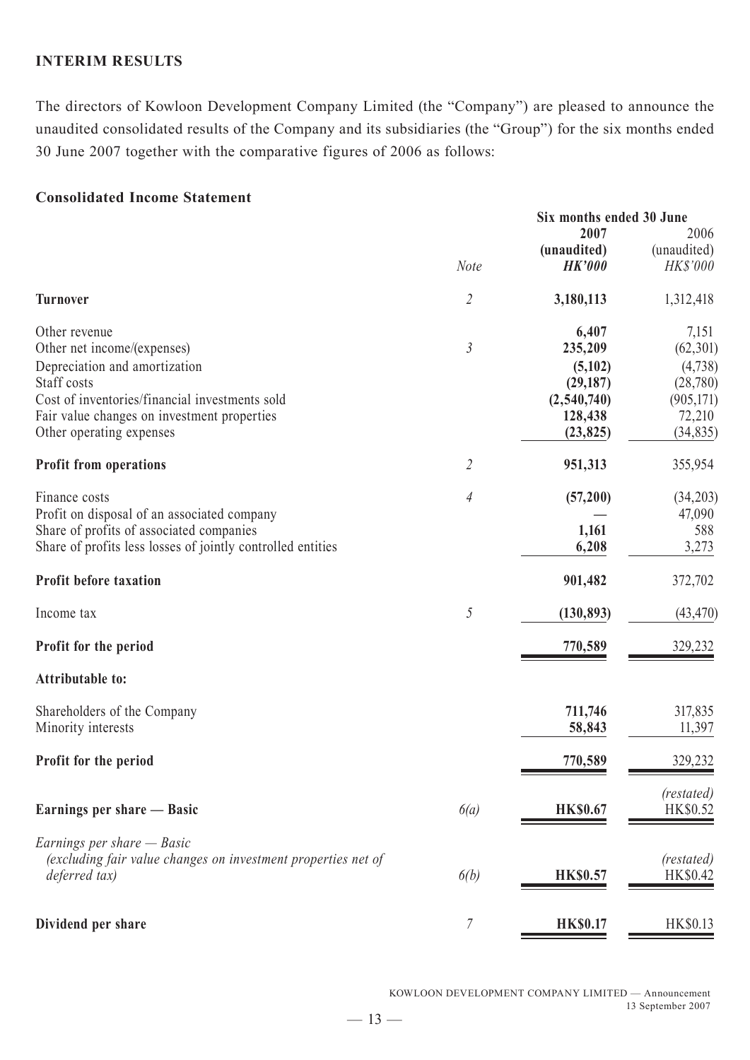## INTERIM RESULTS

The directors of Kowloon Development Company Limited (the "Company") are pleased to announce the unaudited consolidated results of the Company and its subsidiaries (the "Group") for the six months ended 30 June 2007 together with the comparative figures of 2006 as follows:

### Consolidated Income Statement

| | Note | Six months ended 30 June 2007 (unaudited) **HK'000** | 2006 (unaudited) *HK$'000* |
|---|---|---|---|
| **Turnover** | *2* | **3,180,113** | 1,312,418 |
| Other revenue | | **6,407** | 7,151 |
| Other net income/(expenses) | *3* | **235,209** | (62,301) |
| Depreciation and amortization | | **(5,102)** | (4,738) |
| Staff costs | | **(29,187)** | (28,780) |
| Cost of inventories/financial investments sold | | **(2,540,740)** | (905,171) |
| Fair value changes on investment properties | | **128,438** | 72,210 |
| Other operating expenses | | **(23,825)** | (34,835) |
| **Profit from operations** | *2* | **951,313** | 355,954 |
| Finance costs | *4* | **(57,200)** | (34,203) |
| Profit on disposal of an associated company | | **—** | 47,090 |
| Share of profits of associated companies | | **1,161** | 588 |
| Share of profits less losses of jointly controlled entities | | **6,208** | 3,273 |
| **Profit before taxation** | | **901,482** | 372,702 |
| Income tax | *5* | **(130,893)** | (43,470) |
| **Profit for the period** | | **770,589** | 329,232 |
| **Attributable to:** | | | |
| Shareholders of the Company | | **711,746** | 317,835 |
| Minority interests | | **58,843** | 11,397 |
| **Profit for the period** | | **770,589** | 329,232 |
| **Earnings per share — Basic** | *6(a)* | **HK$0.67** | *(restated)* HK$0.52 |
| *Earnings per share — Basic (excluding fair value changes on investment properties net of deferred tax)* | *6(b)* | **HK$0.57** | *(restated)* HK$0.42 |
| **Dividend per share** | *7* | **HK$0.17** | HK$0.13 |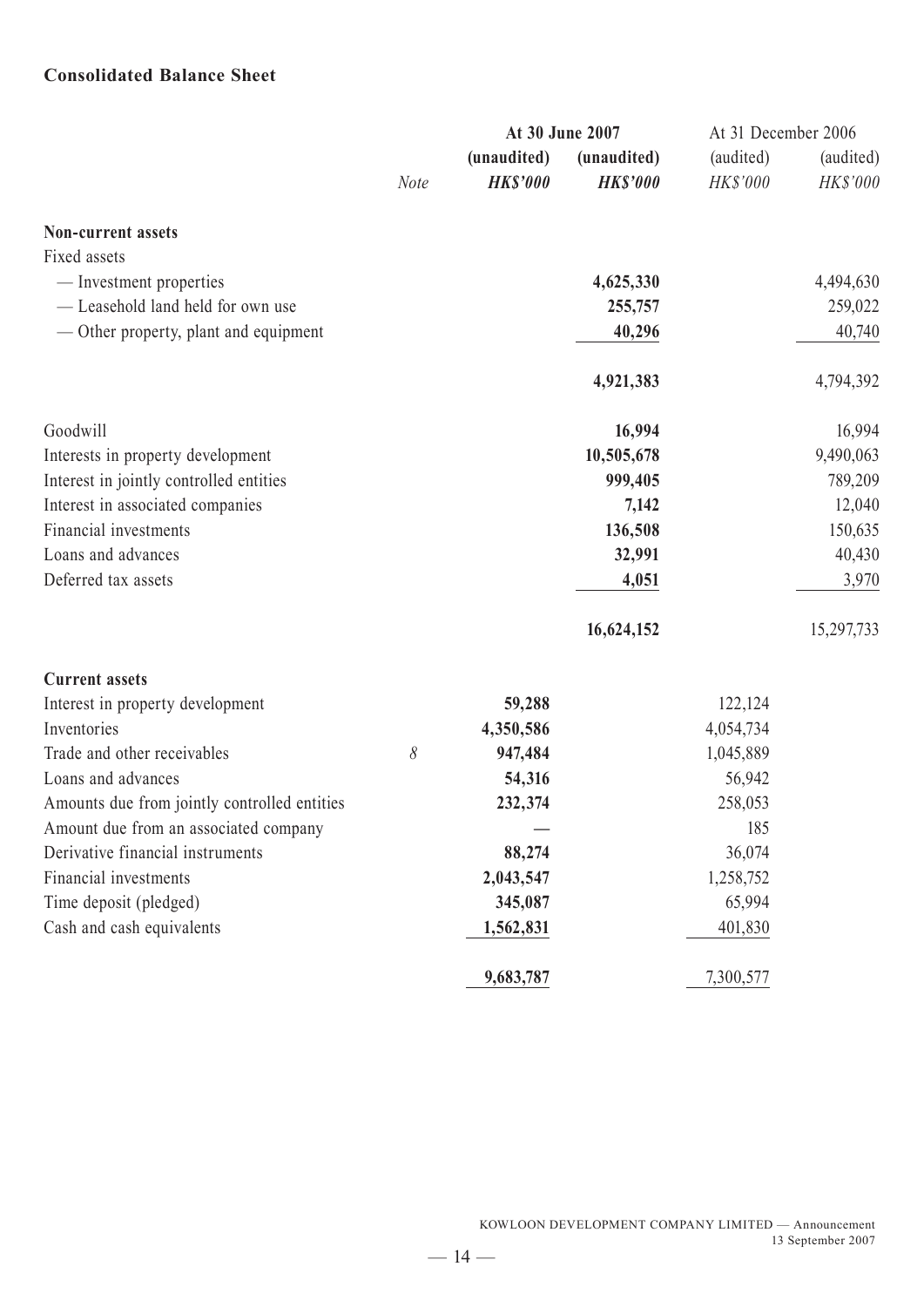## Consolidated Balance Sheet

| | Note | At 30 June 2007 | | At 31 December 2006 | |
|---|---|---|---|---|---|
| | | **(unaudited)** | **(unaudited)** | (audited) | (audited) |
| | | ***HK$'000*** | ***HK$'000*** | *HK$'000* | *HK$'000* |
| **Non-current assets** | | | | | |
| Fixed assets | | | | | |
| — Investment properties | | | **4,625,330** | | 4,494,630 |
| — Leasehold land held for own use | | | **255,757** | | 259,022 |
| — Other property, plant and equipment | | | **40,296** | | 40,740 |
| | | | **4,921,383** | | 4,794,392 |
| Goodwill | | | **16,994** | | 16,994 |
| Interests in property development | | | **10,505,678** | | 9,490,063 |
| Interest in jointly controlled entities | | | **999,405** | | 789,209 |
| Interest in associated companies | | | **7,142** | | 12,040 |
| Financial investments | | | **136,508** | | 150,635 |
| Loans and advances | | | **32,991** | | 40,430 |
| Deferred tax assets | | | **4,051** | | 3,970 |
| | | | **16,624,152** | | 15,297,733 |
| **Current assets** | | | | | |
| Interest in property development | | **59,288** | | 122,124 | |
| Inventories | | **4,350,586** | | 4,054,734 | |
| Trade and other receivables | *8* | **947,484** | | 1,045,889 | |
| Loans and advances | | **54,316** | | 56,942 | |
| Amounts due from jointly controlled entities | | **232,374** | | 258,053 | |
| Amount due from an associated company | | **—** | | 185 | |
| Derivative financial instruments | | **88,274** | | 36,074 | |
| Financial investments | | **2,043,547** | | 1,258,752 | |
| Time deposit (pledged) | | **345,087** | | 65,994 | |
| Cash and cash equivalents | | **1,562,831** | | 401,830 | |
| | | **9,683,787** | | 7,300,577 | |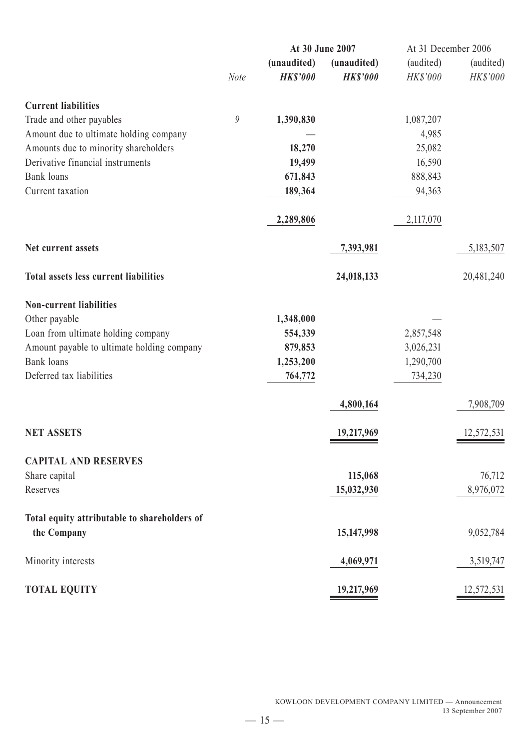| | Note | At 30 June 2007 | | At 31 December 2006 | |
|---|---|---|---|---|---|
| | | **(unaudited)** | **(unaudited)** | (audited) | (audited) |
| | | ***HK$'000*** | ***HK$'000*** | *HK$'000* | *HK$'000* |
| **Current liabilities** | | | | | |
| Trade and other payables | 9 | **1,390,830** | | 1,087,207 | |
| Amount due to ultimate holding company | | **—** | | 4,985 | |
| Amounts due to minority shareholders | | **18,270** | | 25,082 | |
| Derivative financial instruments | | **19,499** | | 16,590 | |
| Bank loans | | **671,843** | | 888,843 | |
| Current taxation | | **189,364** | | 94,363 | |
| | | **2,289,806** | | 2,117,070 | |
| **Net current assets** | | | **7,393,981** | | 5,183,507 |
| **Total assets less current liabilities** | | | **24,018,133** | | 20,481,240 |
| **Non-current liabilities** | | | | | |
| Other payable | | **1,348,000** | | — | |
| Loan from ultimate holding company | | **554,339** | | 2,857,548 | |
| Amount payable to ultimate holding company | | **879,853** | | 3,026,231 | |
| Bank loans | | **1,253,200** | | 1,290,700 | |
| Deferred tax liabilities | | **764,772** | | 734,230 | |
| | | | **4,800,164** | | 7,908,709 |
| **NET ASSETS** | | | **19,217,969** | | 12,572,531 |
| **CAPITAL AND RESERVES** | | | | | |
| Share capital | | | **115,068** | | 76,712 |
| Reserves | | | **15,032,930** | | 8,976,072 |
| **Total equity attributable to shareholders of the Company** | | | **15,147,998** | | 9,052,784 |
| Minority interests | | | **4,069,971** | | 3,519,747 |
| **TOTAL EQUITY** | | | **19,217,969** | | 12,572,531 |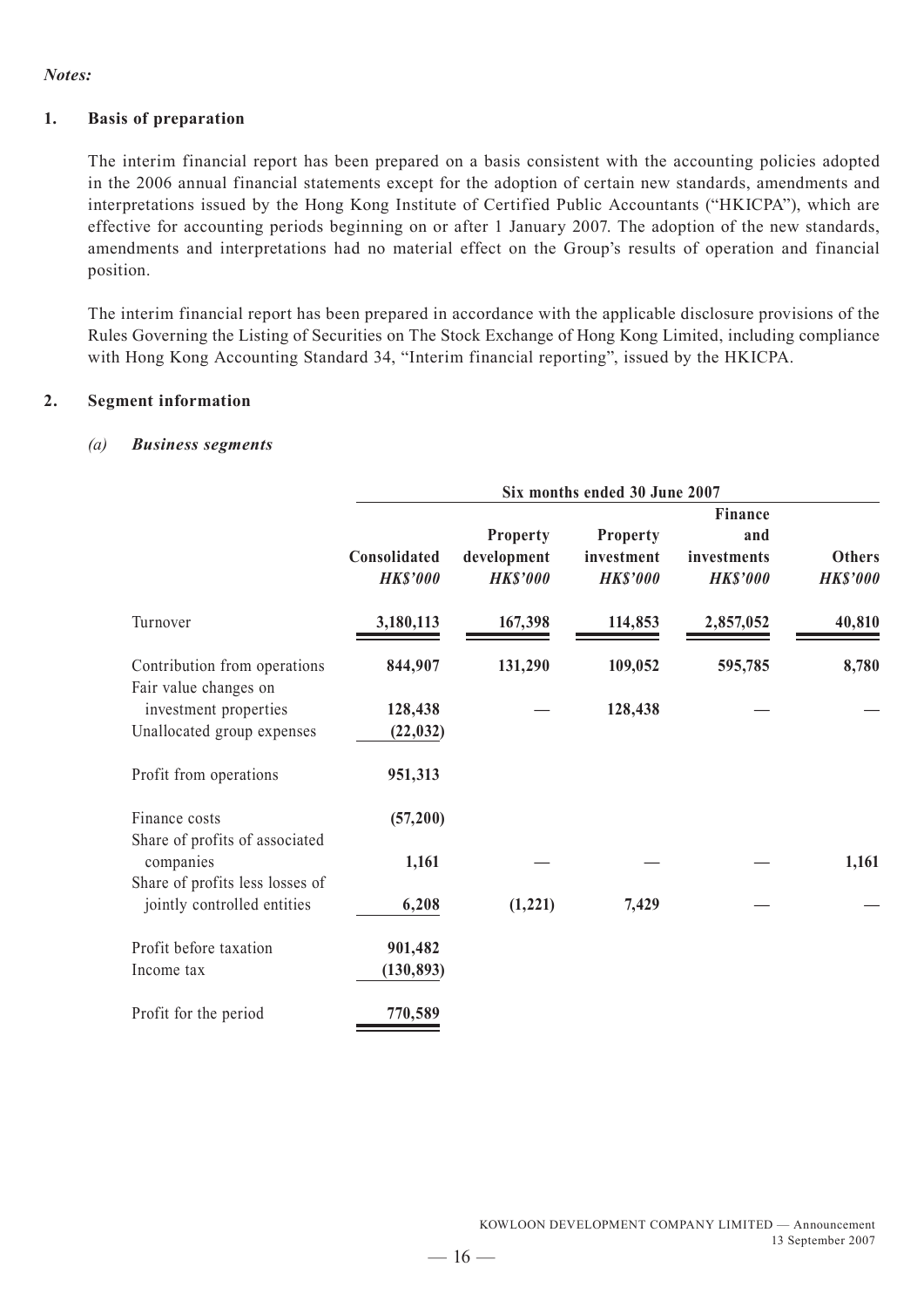*Notes:*

**1. Basis of preparation**

The interim financial report has been prepared on a basis consistent with the accounting policies adopted in the 2006 annual financial statements except for the adoption of certain new standards, amendments and interpretations issued by the Hong Kong Institute of Certified Public Accountants ("HKICPA"), which are effective for accounting periods beginning on or after 1 January 2007. The adoption of the new standards, amendments and interpretations had no material effect on the Group's results of operation and financial position.

The interim financial report has been prepared in accordance with the applicable disclosure provisions of the Rules Governing the Listing of Securities on The Stock Exchange of Hong Kong Limited, including compliance with Hong Kong Accounting Standard 34, "Interim financial reporting", issued by the HKICPA.

**2. Segment information**

*(a)* ***Business segments***

| | Six months ended 30 June 2007 | | | | |
|---|---|---|---|---|---|
| | **Consolidated** *HK$'000* | **Property development** *HK$'000* | **Property investment** *HK$'000* | **Finance and investments** *HK$'000* | **Others** *HK$'000* |
| Turnover | **3,180,113** | **167,398** | **114,853** | **2,857,052** | **40,810** |
| Contribution from operations | **844,907** | **131,290** | **109,052** | **595,785** | **8,780** |
| Fair value changes on investment properties | **128,438** | **—** | **128,438** | **—** | **—** |
| Unallocated group expenses | **(22,032)** | | | | |
| Profit from operations | **951,313** | | | | |
| Finance costs | **(57,200)** | | | | |
| Share of profits of associated companies | **1,161** | **—** | **—** | **—** | **1,161** |
| Share of profits less losses of jointly controlled entities | **6,208** | **(1,221)** | **7,429** | **—** | **—** |
| Profit before taxation | **901,482** | | | | |
| Income tax | **(130,893)** | | | | |
| Profit for the period | **770,589** | | | | |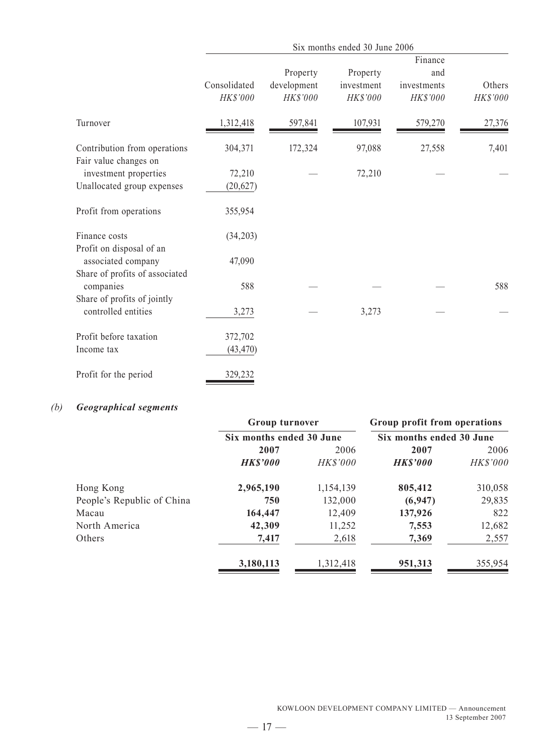| | Six months ended 30 June 2006 | | | | |
|---|---|---|---|---|---|
| | Consolidated | Property development | Property investment | Finance and investments | Others |
| | *HK$'000* | *HK$'000* | *HK$'000* | *HK$'000* | *HK$'000* |
| Turnover | 1,312,418 | 597,841 | 107,931 | 579,270 | 27,376 |
| Contribution from operations | 304,371 | 172,324 | 97,088 | 27,558 | 7,401 |
| Fair value changes on investment properties | 72,210 | — | 72,210 | — | — |
| Unallocated group expenses | (20,627) | | | | |
| Profit from operations | 355,954 | | | | |
| Finance costs | (34,203) | | | | |
| Profit on disposal of an associated company | 47,090 | | | | |
| Share of profits of associated companies | 588 | — | — | — | 588 |
| Share of profits of jointly controlled entities | 3,273 | — | 3,273 | — | — |
| Profit before taxation | 372,702 | | | | |
| Income tax | (43,470) | | | | |
| Profit for the period | 329,232 | | | | |

*(b)* ***Geographical segments***

| | **Group turnover** | | **Group profit from operations** | |
|---|---|---|---|---|
| | **Six months ended 30 June** | | **Six months ended 30 June** | |
| | **2007** | 2006 | **2007** | 2006 |
| | ***HK$'000*** | *HK$'000* | ***HK$'000*** | *HK$'000* |
| Hong Kong | **2,965,190** | 1,154,139 | **805,412** | 310,058 |
| People's Republic of China | **750** | 132,000 | **(6,947)** | 29,835 |
| Macau | **164,447** | 12,409 | **137,926** | 822 |
| North America | **42,309** | 11,252 | **7,553** | 12,682 |
| Others | **7,417** | 2,618 | **7,369** | 2,557 |
| | **3,180,113** | 1,312,418 | **951,313** | 355,954 |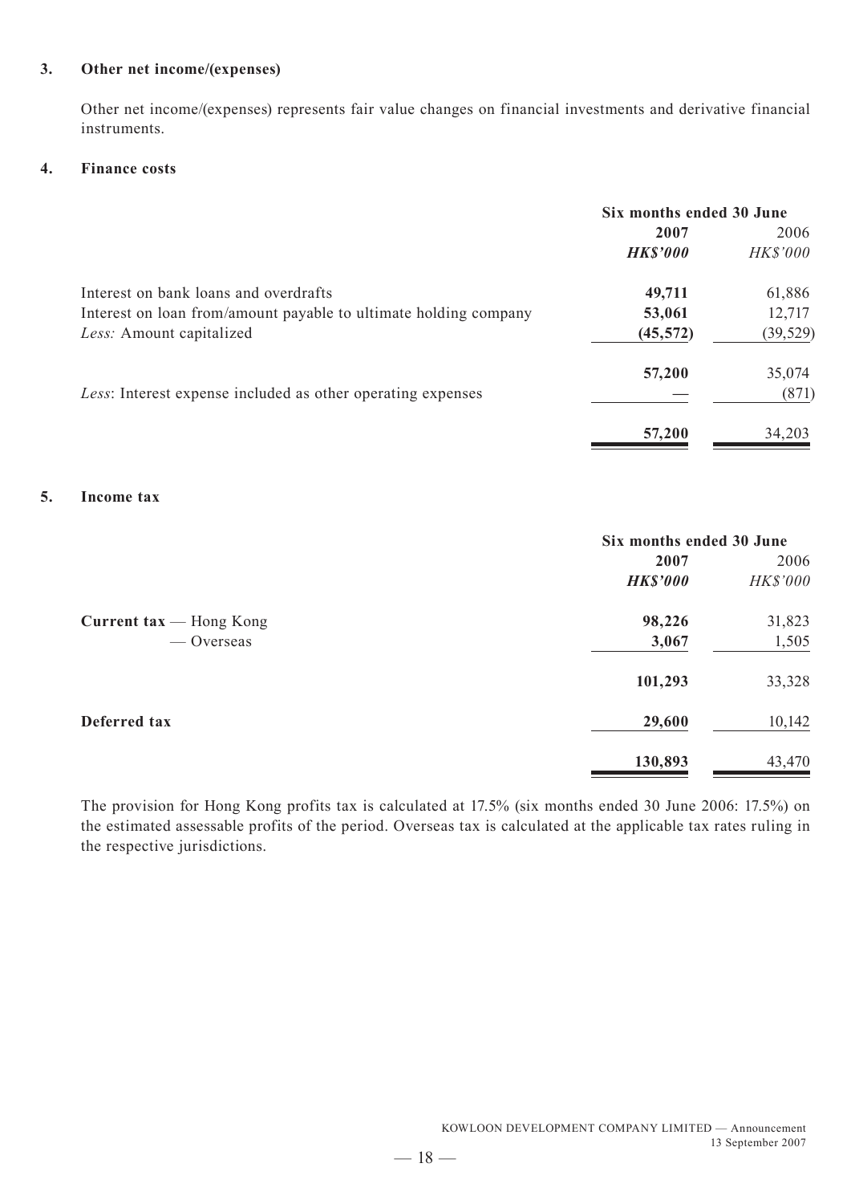### 3. Other net income/(expenses)

Other net income/(expenses) represents fair value changes on financial investments and derivative financial instruments.

### 4. Finance costs

| | Six months ended 30 June | |
|---|---|---|
| | **2007** | 2006 |
| | ***HK$'000*** | *HK$'000* |
| Interest on bank loans and overdrafts | **49,711** | 61,886 |
| Interest on loan from/amount payable to ultimate holding company | **53,061** | 12,717 |
| *Less:* Amount capitalized | **(45,572)** | (39,529) |
| | **57,200** | 35,074 |
| *Less*: Interest expense included as other operating expenses | **—** | (871) |
| | **57,200** | 34,203 |

### 5. Income tax

| | Six months ended 30 June | |
|---|---|---|
| | **2007** | 2006 |
| | ***HK$'000*** | *HK$'000* |
| **Current tax** — Hong Kong | **98,226** | 31,823 |
| — Overseas | **3,067** | 1,505 |
| | **101,293** | 33,328 |
| **Deferred tax** | **29,600** | 10,142 |
| | **130,893** | 43,470 |

The provision for Hong Kong profits tax is calculated at 17.5% (six months ended 30 June 2006: 17.5%) on the estimated assessable profits of the period. Overseas tax is calculated at the applicable tax rates ruling in the respective jurisdictions.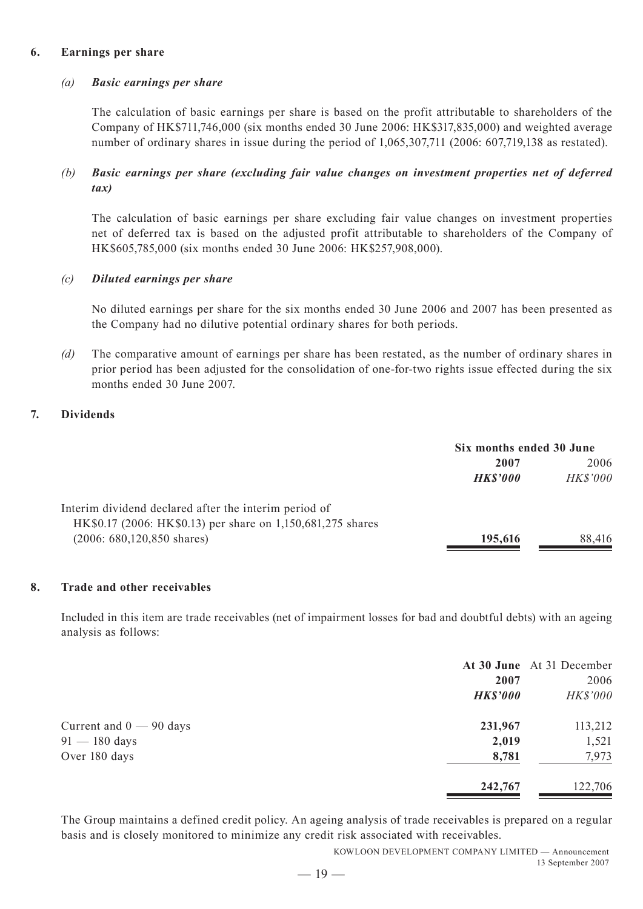## 6. Earnings per share

### *(a) Basic earnings per share*

The calculation of basic earnings per share is based on the profit attributable to shareholders of the Company of HK$711,746,000 (six months ended 30 June 2006: HK$317,835,000) and weighted average number of ordinary shares in issue during the period of 1,065,307,711 (2006: 607,719,138 as restated).

### *(b) Basic earnings per share (excluding fair value changes on investment properties net of deferred tax)*

The calculation of basic earnings per share excluding fair value changes on investment properties net of deferred tax is based on the adjusted profit attributable to shareholders of the Company of HK$605,785,000 (six months ended 30 June 2006: HK$257,908,000).

### *(c) Diluted earnings per share*

No diluted earnings per share for the six months ended 30 June 2006 and 2007 has been presented as the Company had no dilutive potential ordinary shares for both periods.

*(d)* The comparative amount of earnings per share has been restated, as the number of ordinary shares in prior period has been adjusted for the consolidation of one-for-two rights issue effected during the six months ended 30 June 2007.

## 7. Dividends

| | Six months ended 30 June | |
|---|---|---|
| | **2007** | 2006 |
| | ***HK$'000*** | *HK$'000* |
| Interim dividend declared after the interim period of HK$0.17 (2006: HK$0.13) per share on 1,150,681,275 shares (2006: 680,120,850 shares) | **195,616** | 88,416 |

## 8. Trade and other receivables

Included in this item are trade receivables (net of impairment losses for bad and doubtful debts) with an ageing analysis as follows:

| | **At 30 June** | At 31 December |
|---|---|---|
| | **2007** | 2006 |
| | ***HK$'000*** | *HK$'000* |
| Current and 0 — 90 days | **231,967** | 113,212 |
| 91 — 180 days | **2,019** | 1,521 |
| Over 180 days | **8,781** | 7,973 |
| | **242,767** | 122,706 |

The Group maintains a defined credit policy. An ageing analysis of trade receivables is prepared on a regular basis and is closely monitored to minimize any credit risk associated with receivables.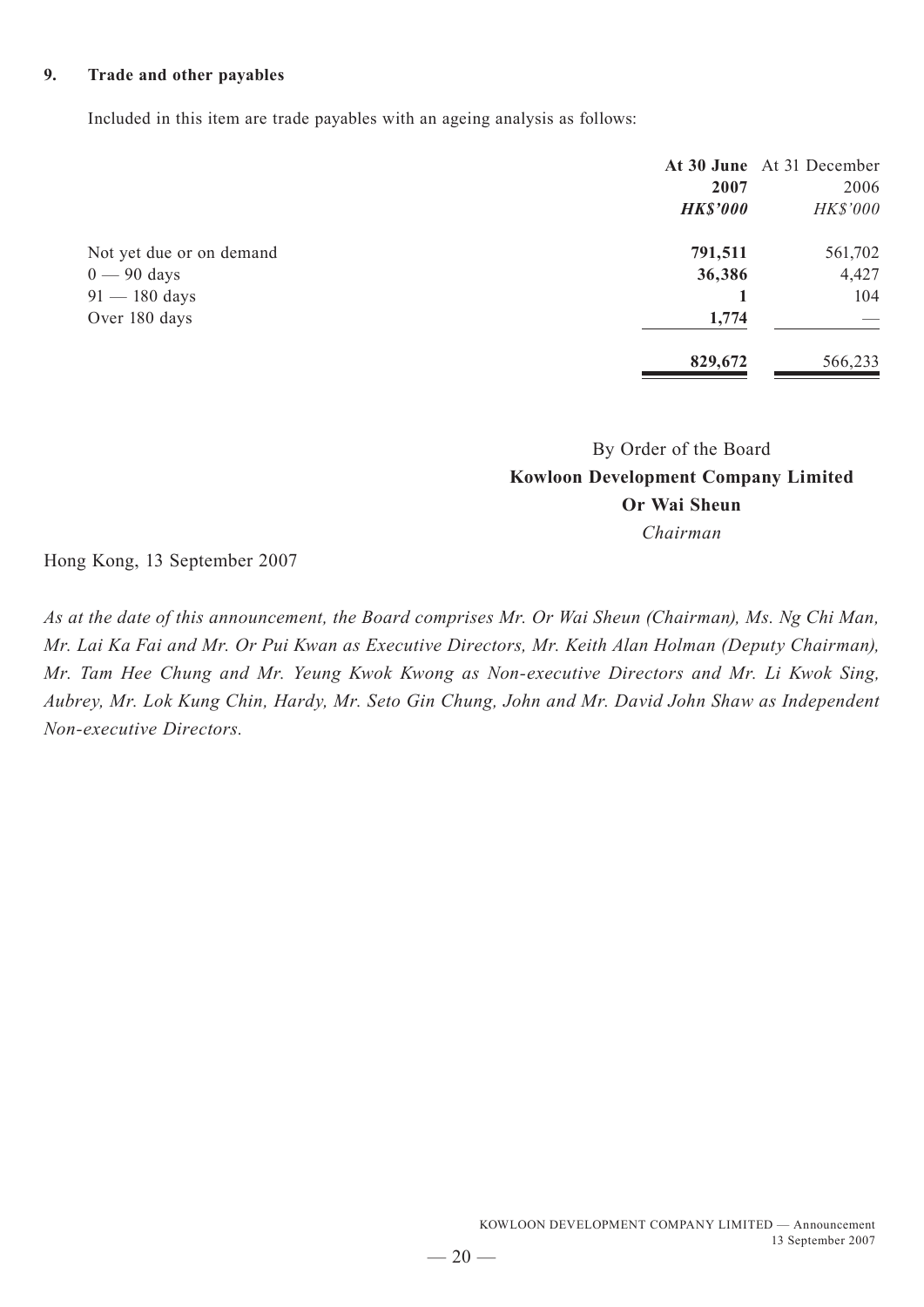**9. Trade and other payables**

Included in this item are trade payables with an ageing analysis as follows:

| | **At 30 June 2007** | At 31 December 2006 |
|---|---|---|
| | ***HK$'000*** | *HK$'000* |
| Not yet due or on demand | **791,511** | 561,702 |
| 0 — 90 days | **36,386** | 4,427 |
| 91 — 180 days | **1** | 104 |
| Over 180 days | **1,774** | — |
| | **829,672** | 566,233 |

By Order of the Board
**Kowloon Development Company Limited**
**Or Wai Sheun**
*Chairman*

Hong Kong, 13 September 2007

*As at the date of this announcement, the Board comprises Mr. Or Wai Sheun (Chairman), Ms. Ng Chi Man, Mr. Lai Ka Fai and Mr. Or Pui Kwan as Executive Directors, Mr. Keith Alan Holman (Deputy Chairman), Mr. Tam Hee Chung and Mr. Yeung Kwok Kwong as Non-executive Directors and Mr. Li Kwok Sing, Aubrey, Mr. Lok Kung Chin, Hardy, Mr. Seto Gin Chung, John and Mr. David John Shaw as Independent Non-executive Directors.*